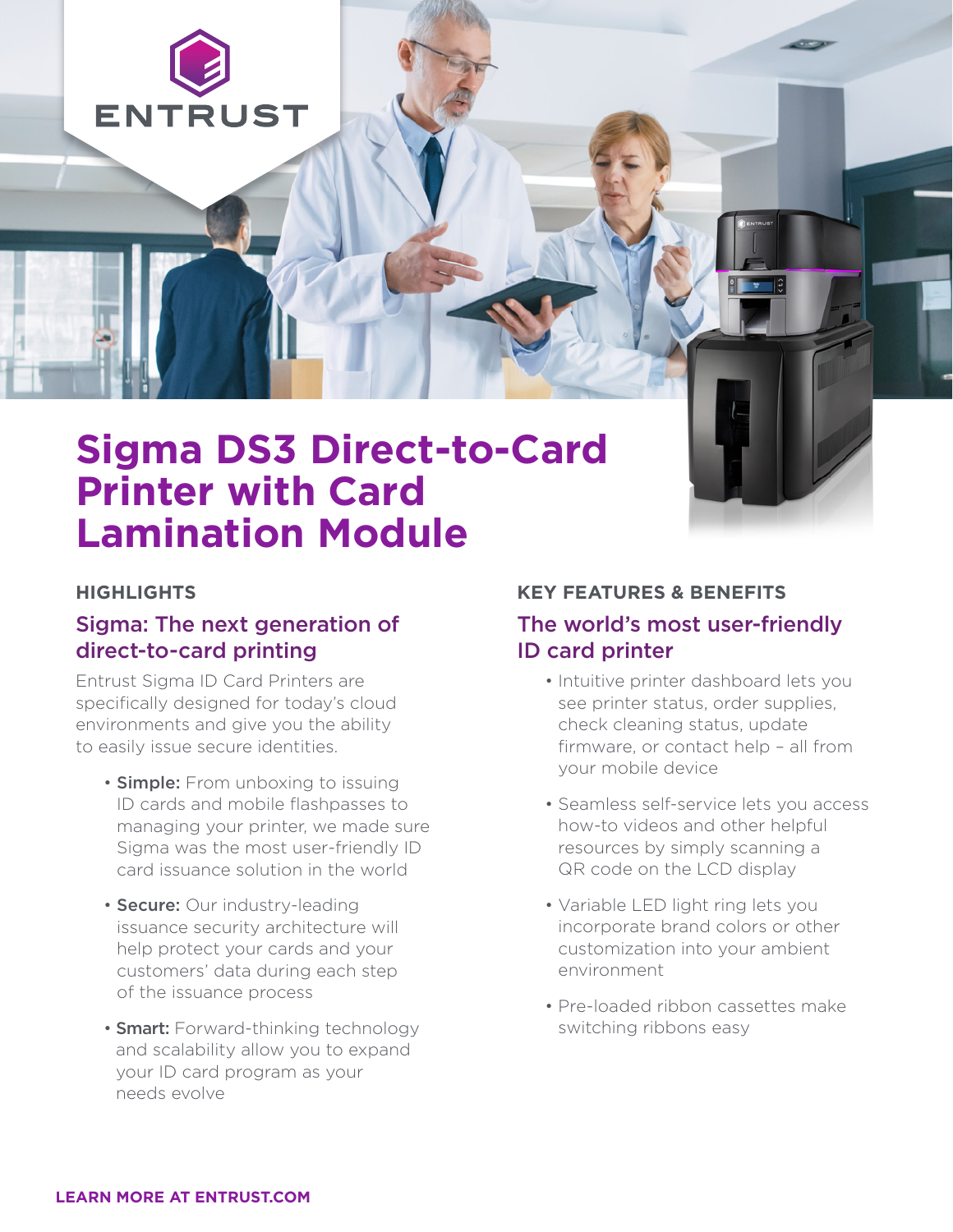# Sigma DS3 Direct-to-Card Printer with Card Lamination Module

## HIGHLIGHTS

### Sigma: The next generation of direct-to-card printing

Entrust Sigma ID Card Printers are specifically designed for today's cloud environments and give you the ability to easily issue secure identities.

- **Simple:** From unboxing to issuing ID cards and mobile flashpasses to managing your printer, we made sure Sigma was the most user-friendly ID card issuance solution in the world
- **Secure:** Our industry-leading issuance security architecture will help protect your cards and your customers' data during each step of the issuance process
- **Smart:** Forward-thinking technology and scalability allow you to expand your ID card program as your needs evolve

## KEY FEATURES & BENEFITS

### The world's most user-friendly ID card printer

- Intuitive printer dashboard lets you see printer status, order supplies, check cleaning status, update firmware, or contact help – all from your mobile device
- Seamless self-service lets you access how-to videos and other helpful resources by simply scanning a QR code on the LCD display
- Variable LED light ring lets you incorporate brand colors or other customization into your ambient environment
- Pre-loaded ribbon cassettes make switching ribbons easy

**LEARN MORE AT ENTRUST.COM**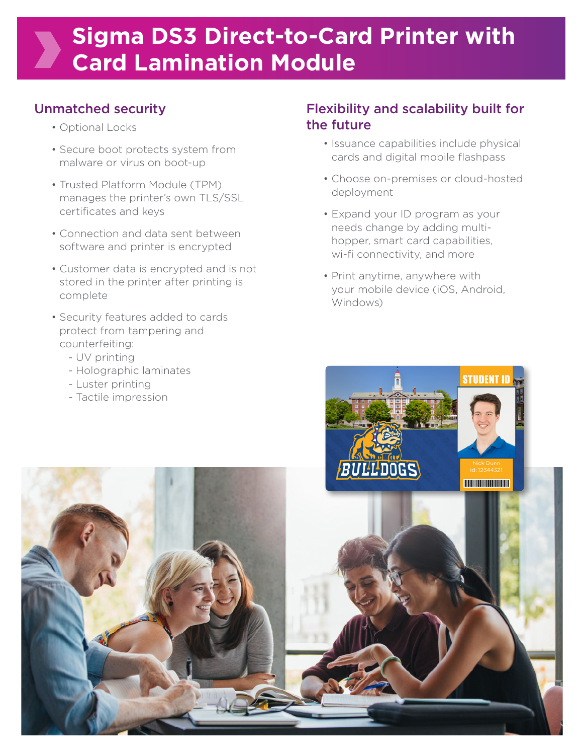# Sigma DS3 Direct-to-Card Printer with Card Lamination Module

## Unmatched security

- Optional Locks
- Secure boot protects system from malware or virus on boot-up
- Trusted Platform Module (TPM) manages the printer's own TLS/SSL certificates and keys
- Connection and data sent between software and printer is encrypted
- Customer data is encrypted and is not stored in the printer after printing is complete
- Security features added to cards protect from tampering and counterfeiting:
  - UV printing
  - Holographic laminates
  - Luster printing
  - Tactile impression

## Flexibility and scalability built for the future

- Issuance capabilities include physical cards and digital mobile flashpass
- Choose on-premises or cloud-hosted deployment
- Expand your ID program as your needs change by adding multi-hopper, smart card capabilities, wi-fi connectivity, and more
- Print anytime, anywhere with your mobile device (iOS, Android, Windows)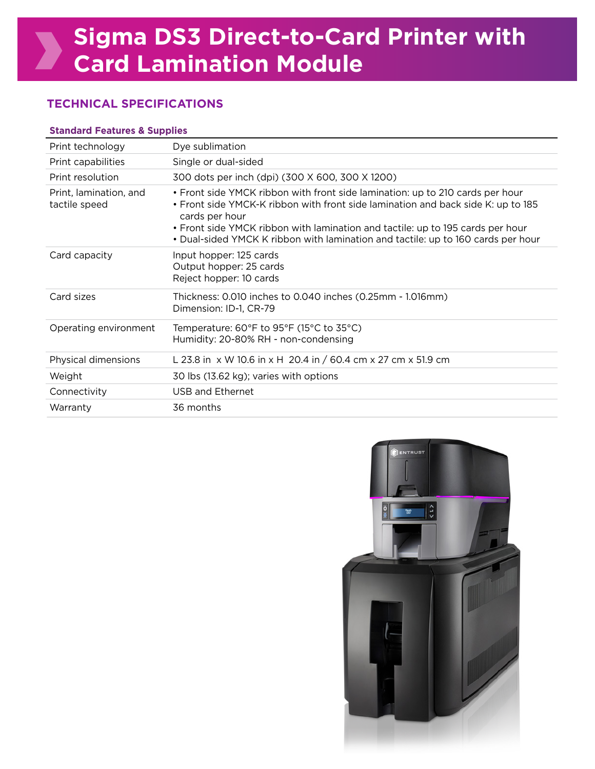# Sigma DS3 Direct-to-Card Printer with Card Lamination Module

## TECHNICAL SPECIFICATIONS

| Standard Features & Supplies | |
|---|---|
| Print technology | Dye sublimation |
| Print capabilities | Single or dual-sided |
| Print resolution | 300 dots per inch (dpi) (300 X 600, 300 X 1200) |
| Print, lamination, and tactile speed | • Front side YMCK ribbon with front side lamination: up to 210 cards per hour<br>• Front side YMCK-K ribbon with front side lamination and back side K: up to 185 cards per hour<br>• Front side YMCK ribbon with lamination and tactile: up to 195 cards per hour<br>• Dual-sided YMCK K ribbon with lamination and tactile: up to 160 cards per hour |
| Card capacity | Input hopper: 125 cards<br>Output hopper: 25 cards<br>Reject hopper: 10 cards |
| Card sizes | Thickness: 0.010 inches to 0.040 inches (0.25mm - 1.016mm)<br>Dimension: ID-1, CR-79 |
| Operating environment | Temperature: 60°F to 95°F (15°C to 35°C)<br>Humidity: 20-80% RH - non-condensing |
| Physical dimensions | L 23.8 in x W 10.6 in x H 20.4 in / 60.4 cm x 27 cm x 51.9 cm |
| Weight | 30 lbs (13.62 kg); varies with options |
| Connectivity | USB and Ethernet |
| Warranty | 36 months |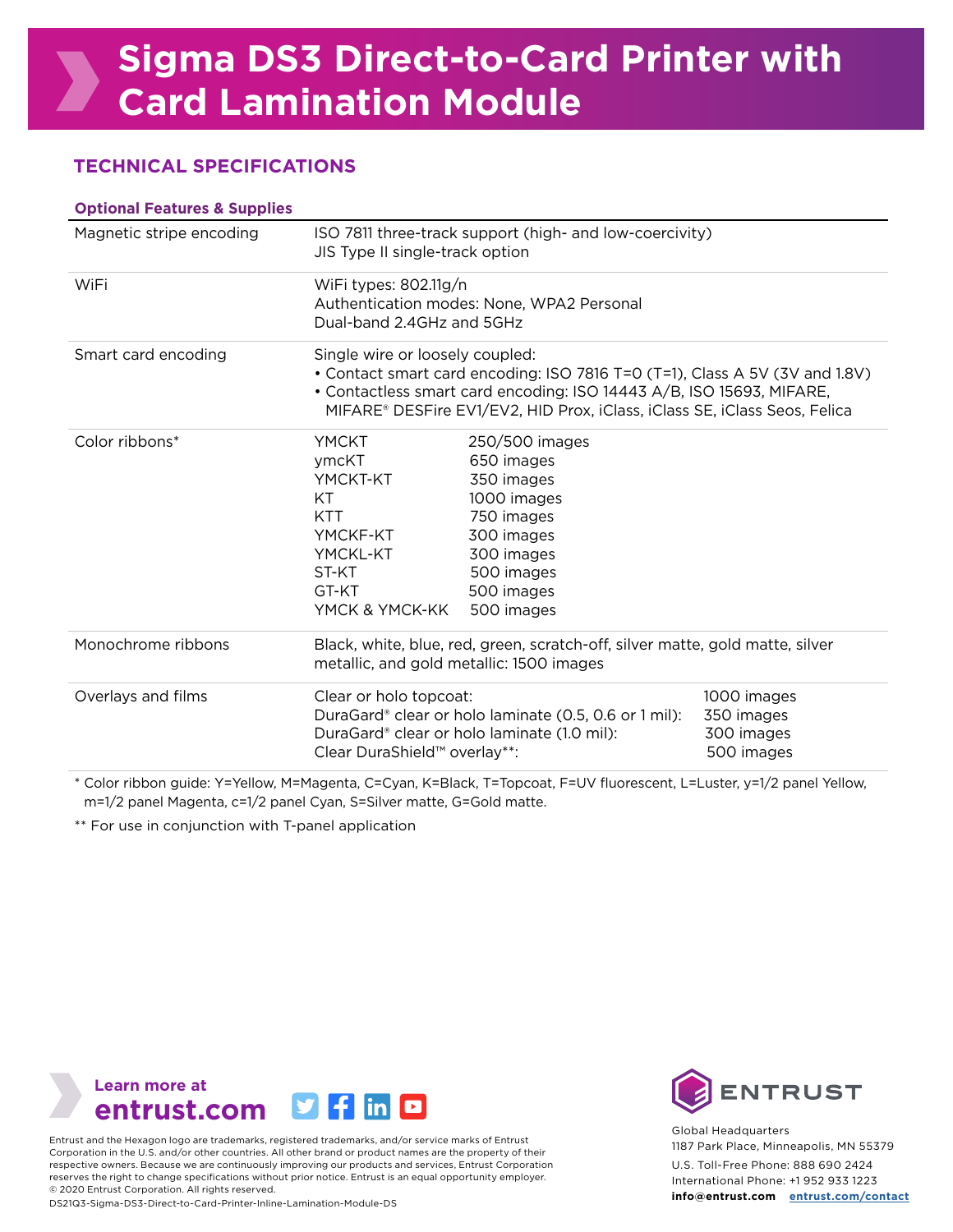# Sigma DS3 Direct-to-Card Printer with Card Lamination Module

## TECHNICAL SPECIFICATIONS

### Optional Features & Supplies

| | |
|---|---|
| Magnetic stripe encoding | ISO 7811 three-track support (high- and low-coercivity)<br>JIS Type II single-track option |
| WiFi | WiFi types: 802.11g/n<br>Authentication modes: None, WPA2 Personal<br>Dual-band 2.4GHz and 5GHz |
| Smart card encoding | Single wire or loosely coupled:<br>• Contact smart card encoding: ISO 7816 T=0 (T=1), Class A 5V (3V and 1.8V)<br>• Contactless smart card encoding: ISO 14443 A/B, ISO 15693, MIFARE, MIFARE® DESFire EV1/EV2, HID Prox, iClass, iClass SE, iClass Seos, Felica |
| Color ribbons* | YMCKT 250/500 images<br>ymcKT 650 images<br>YMCKT-KT 350 images<br>KT 1000 images<br>KTT 750 images<br>YMCKF-KT 300 images<br>YMCKL-KT 300 images<br>ST-KT 500 images<br>GT-KT 500 images<br>YMCK & YMCK-KK 500 images |
| Monochrome ribbons | Black, white, blue, red, green, scratch-off, silver matte, gold matte, silver metallic, and gold metallic: 1500 images |
| Overlays and films | Clear or holo topcoat: 1000 images<br>DuraGard® clear or holo laminate (0.5, 0.6 or 1 mil): 350 images<br>DuraGard® clear or holo laminate (1.0 mil): 300 images<br>Clear DuraShield™ overlay**: 500 images |

* Color ribbon guide: Y=Yellow, M=Magenta, C=Cyan, K=Black, T=Topcoat, F=UV fluorescent, L=Luster, y=1/2 panel Yellow, m=1/2 panel Magenta, c=1/2 panel Cyan, S=Silver matte, G=Gold matte.

** For use in conjunction with T-panel application

Learn more at
**entrust.com**

Entrust and the Hexagon logo are trademarks, registered trademarks, and/or service marks of Entrust Corporation in the U.S. and/or other countries. All other brand or product names are the property of their respective owners. Because we are continuously improving our products and services, Entrust Corporation reserves the right to change specifications without prior notice. Entrust is an equal opportunity employer. © 2020 Entrust Corporation. All rights reserved.
DS21Q3-Sigma-DS3-Direct-to-Card-Printer-Inline-Lamination-Module-DS

ENTRUST

Global Headquarters
1187 Park Place, Minneapolis, MN 55379
U.S. Toll-Free Phone: 888 690 2424
International Phone: +1 952 933 1223
**info@entrust.com** entrust.com/contact